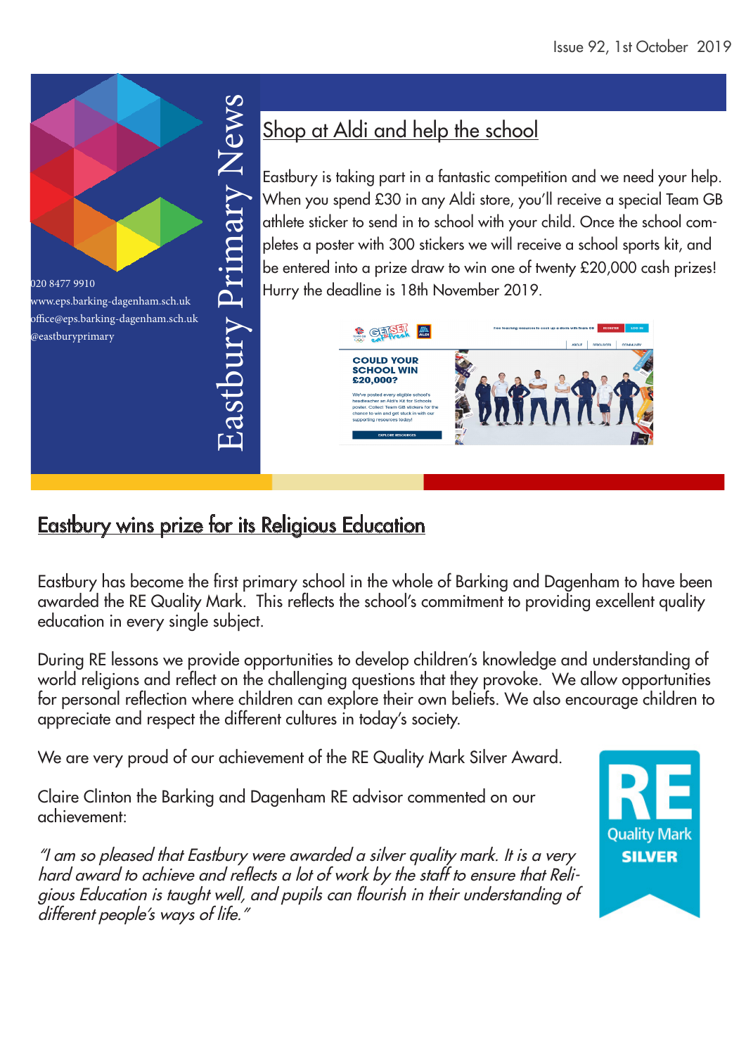Issue 92, 1st October 2019

# Eastbury Primary News

020 8477 9910
www.eps.barking-dagenham.sch.uk
office@eps.barking-dagenham.sch.uk
@eastburyprimary

## Shop at Aldi and help the school

Eastbury is taking part in a fantastic competition and we need your help. When you spend £30 in any Aldi store, you'll receive a special Team GB athlete sticker to send in to school with your child. Once the school completes a poster with 300 stickers we will receive a school sports kit, and be entered into a prize draw to win one of twenty £20,000 cash prizes! Hurry the deadline is 18th November 2019.

## Eastbury wins prize for its Religious Education

Eastbury has become the first primary school in the whole of Barking and Dagenham to have been awarded the RE Quality Mark. This reflects the school's commitment to providing excellent quality education in every single subject.

During RE lessons we provide opportunities to develop children's knowledge and understanding of world religions and reflect on the challenging questions that they provoke. We allow opportunities for personal reflection where children can explore their own beliefs. We also encourage children to appreciate and respect the different cultures in today's society.

We are very proud of our achievement of the RE Quality Mark Silver Award.

Claire Clinton the Barking and Dagenham RE advisor commented on our achievement:

*"I am so pleased that Eastbury were awarded a silver quality mark. It is a very hard award to achieve and reflects a lot of work by the staff to ensure that Religious Education is taught well, and pupils can flourish in their understanding of different people's ways of life."*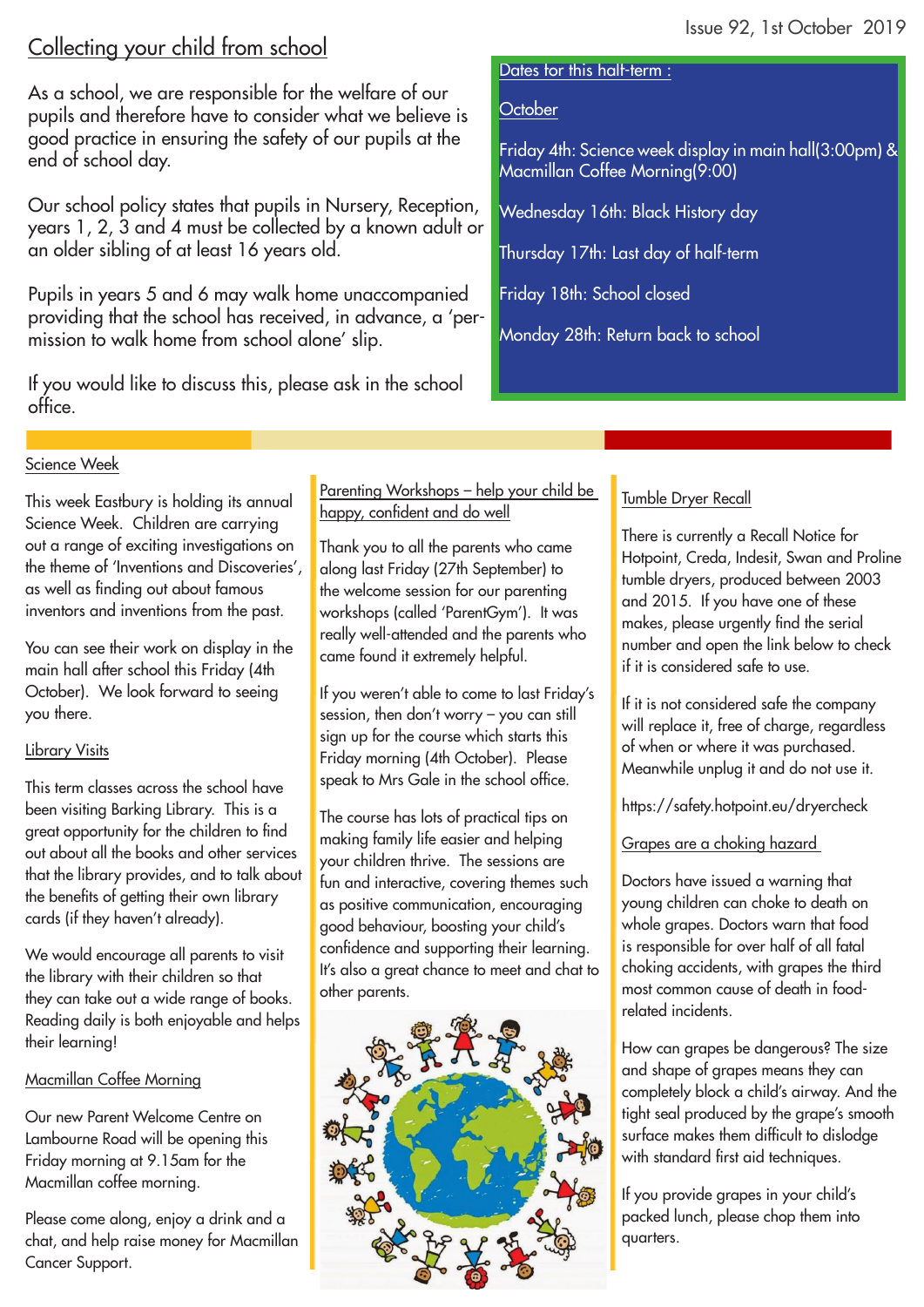Issue 92, 1st October 2019

## Collecting your child from school

As a school, we are responsible for the welfare of our pupils and therefore have to consider what we believe is good practice in ensuring the safety of our pupils at the end of school day.

Our school policy states that pupils in Nursery, Reception, years 1, 2, 3 and 4 must be collected by a known adult or an older sibling of at least 16 years old.

Pupils in years 5 and 6 may walk home unaccompanied providing that the school has received, in advance, a 'permission to walk home from school alone' slip.

If you would like to discuss this, please ask in the school office.

## Dates for this half-term :

**October**

Friday 4th: Science week display in main hall(3:00pm) & Macmillan Coffee Morning(9:00)

Wednesday 16th: Black History day

Thursday 17th: Last day of half-term

Friday 18th: School closed

Monday 28th: Return back to school

## Science Week

This week Eastbury is holding its annual Science Week. Children are carrying out a range of exciting investigations on the theme of 'Inventions and Discoveries', as well as finding out about famous inventors and inventions from the past.

You can see their work on display in the main hall after school this Friday (4th October). We look forward to seeing you there.

## Library Visits

This term classes across the school have been visiting Barking Library. This is a great opportunity for the children to find out about all the books and other services that the library provides, and to talk about the benefits of getting their own library cards (if they haven't already).

We would encourage all parents to visit the library with their children so that they can take out a wide range of books. Reading daily is both enjoyable and helps their learning!

## Macmillan Coffee Morning

Our new Parent Welcome Centre on Lambourne Road will be opening this Friday morning at 9.15am for the Macmillan coffee morning.

Please come along, enjoy a drink and a chat, and help raise money for Macmillan Cancer Support.

## Parenting Workshops – help your child be happy, confident and do well

Thank you to all the parents who came along last Friday (27th September) to the welcome session for our parenting workshops (called 'ParentGym'). It was really well-attended and the parents who came found it extremely helpful.

If you weren't able to come to last Friday's session, then don't worry – you can still sign up for the course which starts this Friday morning (4th October). Please speak to Mrs Gale in the school office.

The course has lots of practical tips on making family life easier and helping your children thrive. The sessions are fun and interactive, covering themes such as positive communication, encouraging good behaviour, boosting your child's confidence and supporting their learning. It's also a great chance to meet and chat to other parents.

## Tumble Dryer Recall

There is currently a Recall Notice for Hotpoint, Creda, Indesit, Swan and Proline tumble dryers, produced between 2003 and 2015. If you have one of these makes, please urgently find the serial number and open the link below to check if it is considered safe to use.

If it is not considered safe the company will replace it, free of charge, regardless of when or where it was purchased. Meanwhile unplug it and do not use it.

https://safety.hotpoint.eu/dryercheck

## Grapes are a choking hazard

Doctors have issued a warning that young children can choke to death on whole grapes. Doctors warn that food is responsible for over half of all fatal choking accidents, with grapes the third most common cause of death in food-related incidents.

How can grapes be dangerous? The size and shape of grapes means they can completely block a child's airway. And the tight seal produced by the grape's smooth surface makes them difficult to dislodge with standard first aid techniques.

If you provide grapes in your child's packed lunch, please chop them into quarters.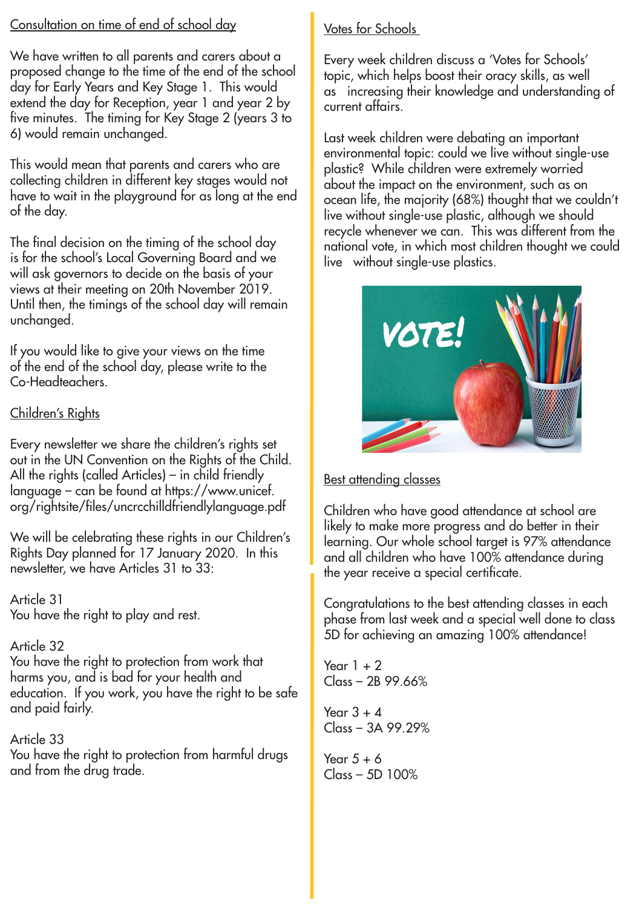## Consultation on time of end of school day

We have written to all parents and carers about a proposed change to the time of the end of the school day for Early Years and Key Stage 1. This would extend the day for Reception, year 1 and year 2 by five minutes. The timing for Key Stage 2 (years 3 to 6) would remain unchanged.

This would mean that parents and carers who are collecting children in different key stages would not have to wait in the playground for as long at the end of the day.

The final decision on the timing of the school day is for the school's Local Governing Board and we will ask governors to decide on the basis of your views at their meeting on 20th November 2019. Until then, the timings of the school day will remain unchanged.

If you would like to give your views on the time of the end of the school day, please write to the Co-Headteachers.

## Children's Rights

Every newsletter we share the children's rights set out in the UN Convention on the Rights of the Child. All the rights (called Articles) – in child friendly language – can be found at https://www.unicef.org/rightsite/files/uncrcchilldfriendlylanguage.pdf

We will be celebrating these rights in our Children's Rights Day planned for 17 January 2020. In this newsletter, we have Articles 31 to 33:

Article 31
You have the right to play and rest.

Article 32
You have the right to protection from work that harms you, and is bad for your health and education. If you work, you have the right to be safe and paid fairly.

Article 33
You have the right to protection from harmful drugs and from the drug trade.

## Votes for Schools

Every week children discuss a 'Votes for Schools' topic, which helps boost their oracy skills, as well as increasing their knowledge and understanding of current affairs.

Last week children were debating an important environmental topic: could we live without single-use plastic? While children were extremely worried about the impact on the environment, such as on ocean life, the majority (68%) thought that we couldn't live without single-use plastic, although we should recycle whenever we can. This was different from the national vote, in which most children thought we could live without single-use plastics.

## Best attending classes

Children who have good attendance at school are likely to make more progress and do better in their learning. Our whole school target is 97% attendance and all children who have 100% attendance during the year receive a special certificate.

Congratulations to the best attending classes in each phase from last week and a special well done to class 5D for achieving an amazing 100% attendance!

Year 1 + 2
Class – 2B 99.66%

Year 3 + 4
Class – 3A 99.29%

Year 5 + 6
Class – 5D 100%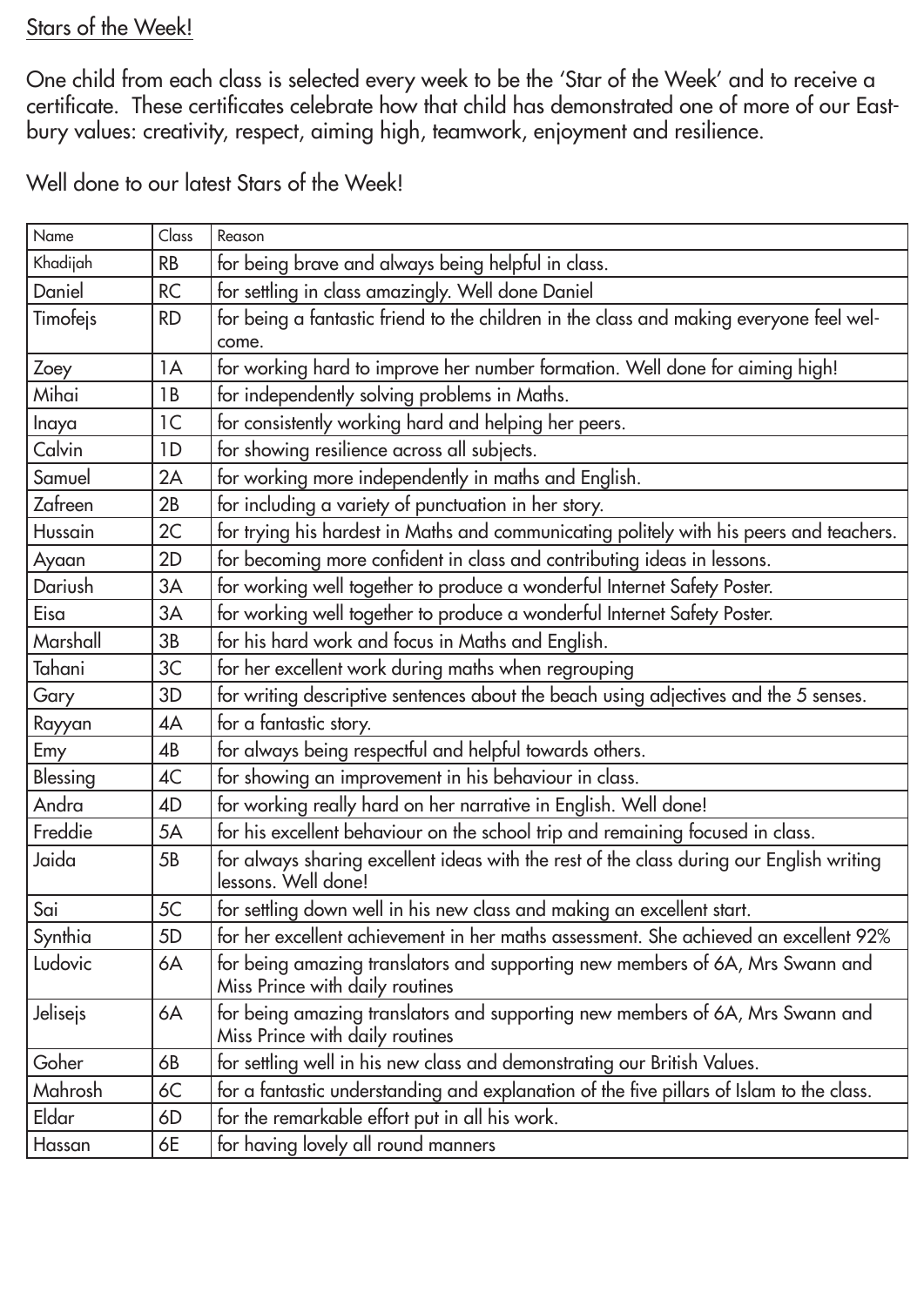## Stars of the Week!

One child from each class is selected every week to be the 'Star of the Week' and to receive a certificate. These certificates celebrate how that child has demonstrated one of more of our Eastbury values: creativity, respect, aiming high, teamwork, enjoyment and resilience.

Well done to our latest Stars of the Week!

| Name | Class | Reason |
|---|---|---|
| Khadijah | RB | for being brave and always being helpful in class. |
| Daniel | RC | for settling in class amazingly. Well done Daniel |
| Timofejs | RD | for being a fantastic friend to the children in the class and making everyone feel welcome. |
| Zoey | 1A | for working hard to improve her number formation. Well done for aiming high! |
| Mihai | 1B | for independently solving problems in Maths. |
| Inaya | 1C | for consistently working hard and helping her peers. |
| Calvin | 1D | for showing resilience across all subjects. |
| Samuel | 2A | for working more independently in maths and English. |
| Zafreen | 2B | for including a variety of punctuation in her story. |
| Hussain | 2C | for trying his hardest in Maths and communicating politely with his peers and teachers. |
| Ayaan | 2D | for becoming more confident in class and contributing ideas in lessons. |
| Dariush | 3A | for working well together to produce a wonderful Internet Safety Poster. |
| Eisa | 3A | for working well together to produce a wonderful Internet Safety Poster. |
| Marshall | 3B | for his hard work and focus in Maths and English. |
| Tahani | 3C | for her excellent work during maths when regrouping |
| Gary | 3D | for writing descriptive sentences about the beach using adjectives and the 5 senses. |
| Rayyan | 4A | for a fantastic story. |
| Emy | 4B | for always being respectful and helpful towards others. |
| Blessing | 4C | for showing an improvement in his behaviour in class. |
| Andra | 4D | for working really hard on her narrative in English. Well done! |
| Freddie | 5A | for his excellent behaviour on the school trip and remaining focused in class. |
| Jaida | 5B | for always sharing excellent ideas with the rest of the class during our English writing lessons. Well done! |
| Sai | 5C | for settling down well in his new class and making an excellent start. |
| Synthia | 5D | for her excellent achievement in her maths assessment. She achieved an excellent 92% |
| Ludovic | 6A | for being amazing translators and supporting new members of 6A, Mrs Swann and Miss Prince with daily routines |
| Jelisejs | 6A | for being amazing translators and supporting new members of 6A, Mrs Swann and Miss Prince with daily routines |
| Goher | 6B | for settling well in his new class and demonstrating our British Values. |
| Mahrosh | 6C | for a fantastic understanding and explanation of the five pillars of Islam to the class. |
| Eldar | 6D | for the remarkable effort put in all his work. |
| Hassan | 6E | for having lovely all round manners |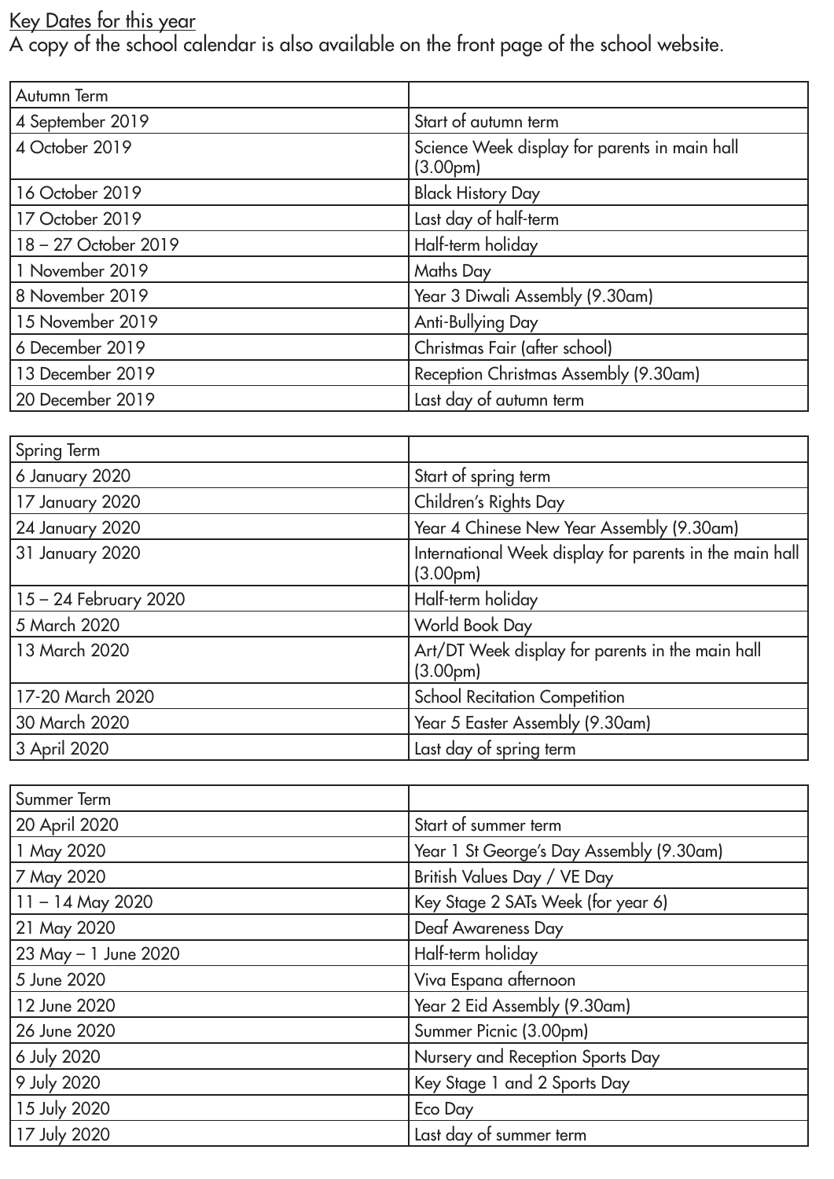Key Dates for this year

A copy of the school calendar is also available on the front page of the school website.

| Autumn Term | |
|---|---|
| 4 September 2019 | Start of autumn term |
| 4 October 2019 | Science Week display for parents in main hall (3.00pm) |
| 16 October 2019 | Black History Day |
| 17 October 2019 | Last day of half-term |
| 18 – 27 October 2019 | Half-term holiday |
| 1 November 2019 | Maths Day |
| 8 November 2019 | Year 3 Diwali Assembly (9.30am) |
| 15 November 2019 | Anti-Bullying Day |
| 6 December 2019 | Christmas Fair (after school) |
| 13 December 2019 | Reception Christmas Assembly (9.30am) |
| 20 December 2019 | Last day of autumn term |

| Spring Term | |
|---|---|
| 6 January 2020 | Start of spring term |
| 17 January 2020 | Children's Rights Day |
| 24 January 2020 | Year 4 Chinese New Year Assembly (9.30am) |
| 31 January 2020 | International Week display for parents in the main hall (3.00pm) |
| 15 – 24 February 2020 | Half-term holiday |
| 5 March 2020 | World Book Day |
| 13 March 2020 | Art/DT Week display for parents in the main hall (3.00pm) |
| 17-20 March 2020 | School Recitation Competition |
| 30 March 2020 | Year 5 Easter Assembly (9.30am) |
| 3 April 2020 | Last day of spring term |

| Summer Term | |
|---|---|
| 20 April 2020 | Start of summer term |
| 1 May 2020 | Year 1 St George's Day Assembly (9.30am) |
| 7 May 2020 | British Values Day / VE Day |
| 11 – 14 May 2020 | Key Stage 2 SATs Week (for year 6) |
| 21 May 2020 | Deaf Awareness Day |
| 23 May – 1 June 2020 | Half-term holiday |
| 5 June 2020 | Viva Espana afternoon |
| 12 June 2020 | Year 2 Eid Assembly (9.30am) |
| 26 June 2020 | Summer Picnic (3.00pm) |
| 6 July 2020 | Nursery and Reception Sports Day |
| 9 July 2020 | Key Stage 1 and 2 Sports Day |
| 15 July 2020 | Eco Day |
| 17 July 2020 | Last day of summer term |